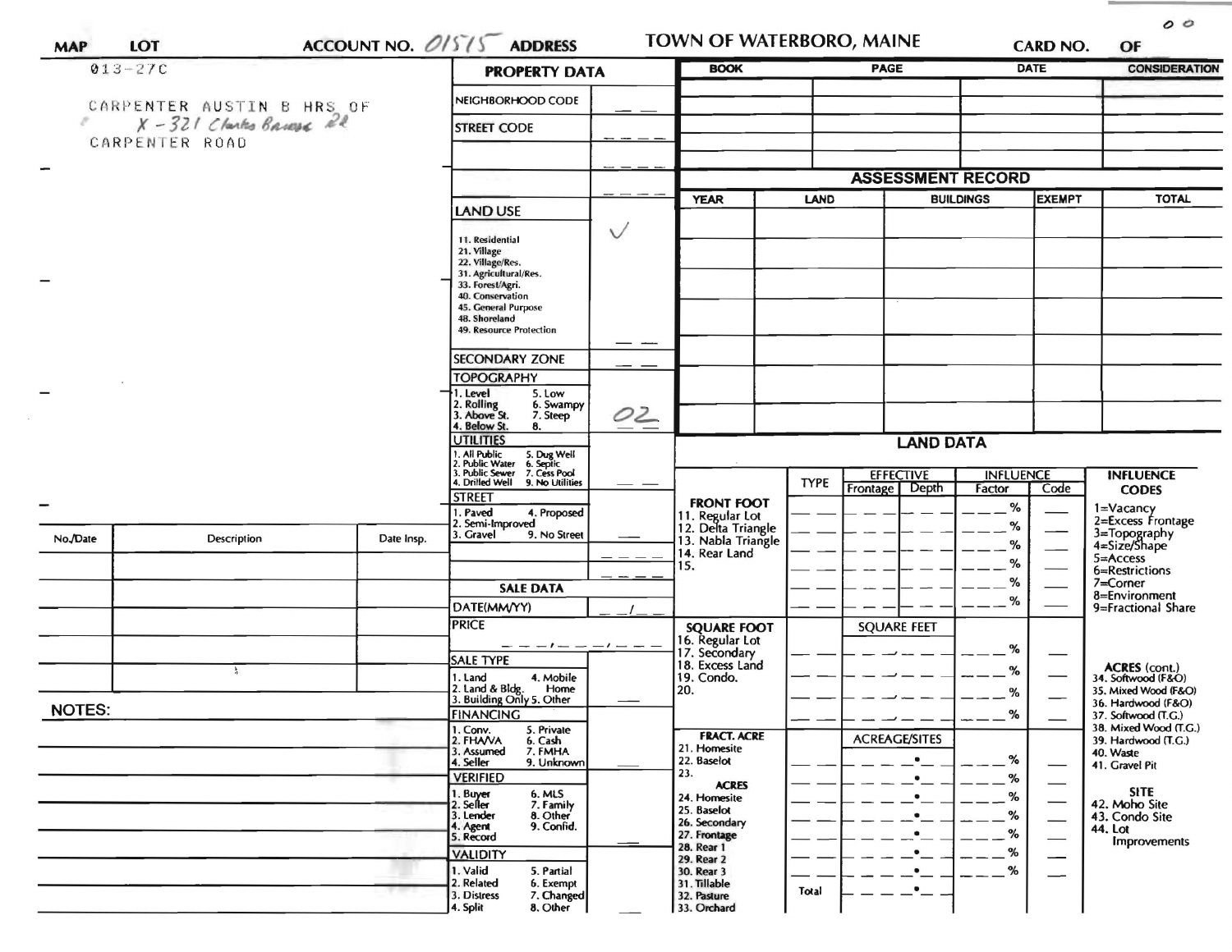# TOWN OF WATERBORO, MAINE

**MAP** **LOT** **ACCOUNT NO.** 01515 **ADDRESS** **CARD NO.** **OF**

013-27C

CARPENTER AUSTIN B HRS OF
X - 321 Clarks Bridge Rd
CARPENTER ROAD

| No./Date | Description | Date Insp. |
|---|---|---|
| | | |
| | | |
| | | |
| | | |
| | | |

**NOTES:**

## PROPERTY DATA

| Field | Value |
|---|---|
| NEIGHBORHOOD CODE | |
| STREET CODE | |
| LAND USE (11. Residential, 21. Village, 22. Village/Res., 31. Agricultural/Res., 33. Forest/Agri., 40. Conservation, 45. General Purpose, 48. Shoreland, 49. Resource Protection) | ✓ |
| SECONDARY ZONE | |
| TOPOGRAPHY (1. Level, 2. Rolling, 3. Above St., 4. Below St., 5. Low, 6. Swampy, 7. Steep, 8.) | 02 |
| UTILITIES (1. All Public, 2. Public Water, 3. Public Sewer, 4. Drilled Well, 5. Dug Well, 6. Septic, 7. Cess Pool, 9. No Utilities) | |
| STREET (1. Paved, 2. Semi-Improved, 3. Gravel, 4. Proposed, 9. No Street) | |

## SALE DATA

| Field | Value |
|---|---|
| DATE(MM/YY) | |
| PRICE | |
| SALE TYPE (1. Land, 2. Land & Bldg., 3. Building Only, 4. Mobile Home, 5. Other) | |
| FINANCING (1. Conv., 2. FHA/VA, 3. Assumed, 4. Seller, 5. Private, 6. Cash, 7. FMHA, 9. Unknown) | |
| VERIFIED (1. Buyer, 2. Seller, 3. Lender, 4. Agent, 5. Record, 6. MLS, 7. Family, 8. Other, 9. Confid.) | |
| VALIDITY (1. Valid, 2. Related, 3. Distress, 4. Split, 5. Partial, 6. Exempt, 7. Changed, 8. Other) | |

| BOOK | PAGE | DATE | CONSIDERATION |
|---|---|---|---|
| | | | |
| | | | |
| | | | |
| | | | |

## ASSESSMENT RECORD

| YEAR | LAND | BUILDINGS | EXEMPT | TOTAL |
|---|---|---|---|---|
| | | | | |
| | | | | |
| | | | | |
| | | | | |
| | | | | |
| | | | | |
| | | | | |

## LAND DATA

| | TYPE | EFFECTIVE Frontage | EFFECTIVE Depth | INFLUENCE Factor | INFLUENCE Code |
|---|---|---|---|---|---|
| **FRONT FOOT** 11. Regular Lot, 12. Delta Triangle, 13. Nabla Triangle, 14. Rear Land, 15. | | | | % | |
| **SQUARE FOOT** 16. Regular Lot, 17. Secondary, 18. Excess Land, 19. Condo., 20. | | SQUARE FEET | | % | |
| **FRACT. ACRE** 21. Homesite, 22. Baselot, 23. **ACRES** 24. Homesite, 25. Baselot, 26. Secondary, 27. Frontage, 28. Rear 1, 29. Rear 2, 30. Rear 3, 31. Tillable, 32. Pasture, 33. Orchard | | ACREAGE/SITES | | % | |
| | Total | | | | |

**INFLUENCE CODES**
1=Vacancy
2=Excess Frontage
3=Topography
4=Size/Shape
5=Access
6=Restrictions
7=Corner
8=Environment
9=Fractional Share

**ACRES (cont.)**
34. Softwood (F&O)
35. Mixed Wood (F&O)
36. Hardwood (F&O)
37. Softwood (T.G.)
38. Mixed Wood (T.G.)
39. Hardwood (T.G.)
40. Waste
41. Gravel Pit

**SITE**
42. Moho Site
43. Condo Site
44. Lot Improvements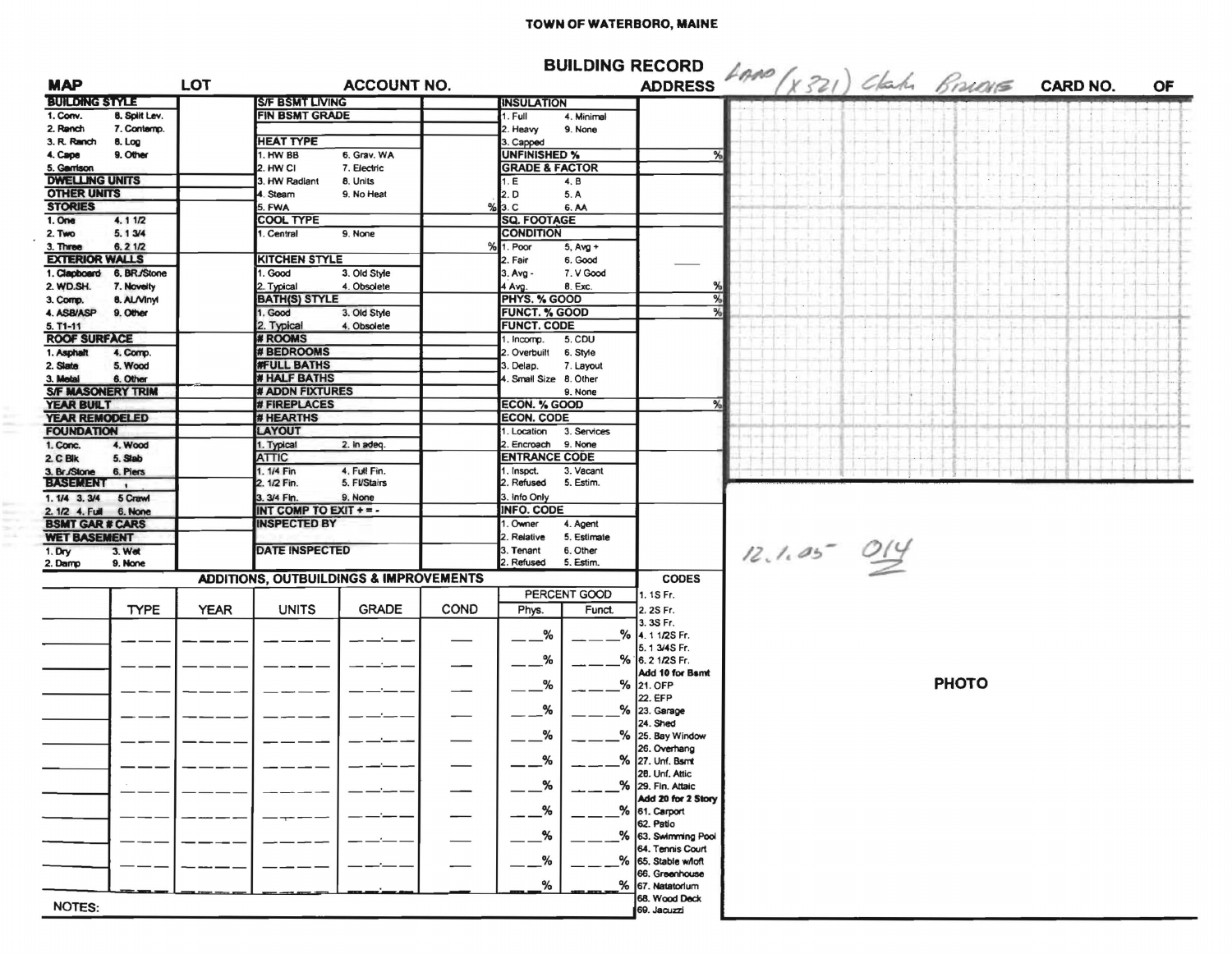**TOWN OF WATERBORO, MAINE**

## BUILDING RECORD

MAP | LOT | ACCOUNT NO. | ADDRESS Land (X321) Clarks Bridge | CARD NO. | OF

| | | | | | |
|---|---|---|---|---|---|
| **BUILDING STYLE** | | **S/F BSMT LIVING** | | **INSULATION** | |
| 1. Conv. 8. Split Lev. | | **FIN BSMT GRADE** | | 1. Full 4. Minimal | |
| 2. Ranch 7. Contemp. | | | | 2. Heavy 9. None | |
| 3. R. Ranch 8. Log | | **HEAT TYPE** | | 3. Capped | |
| 4. Cape 9. Other | | 1. HW BB 6. Grav. WA | | **UNFINISHED %** | % |
| 5. Garrison | | 2. HW CI 7. Electric | | **GRADE & FACTOR** | |
| **DWELLING UNITS** | | 3. HW Radiant 8. Units | | 1. E 4. B | |
| **OTHER UNITS** | | 4. Steam 9. No Heat | | 2. D 5. A | |
| **STORIES** | | 5. FWA | % | 3. C 6. AA | |
| 1. One 4. 1 1/2 | | **COOL TYPE** | | **SQ. FOOTAGE** | |
| 2. Two 5. 1 3/4 | | 1. Central 9. None | | **CONDITION** | |
| 3. Three 6. 2 1/2 | | | % | 1. Poor 5. Avg + | |
| **EXTERIOR WALLS** | | **KITCHEN STYLE** | | 2. Fair 6. Good | |
| 1. Clapboard 6. BR/Stone | | 1. Good 3. Old Style | | 3. Avg - 7. V Good | |
| 2. WD.SH. 7. Novelty | | 2. Typical 4. Obsolete | | 4 Avg. 8. Exc. | % |
| 3. Comp. 8. AL/Vinyl | | **BATH(S) STYLE** | | **PHYS. % GOOD** | % |
| 4. ASB/ASP 9. Other | | 1. Good 3. Old Style | | **FUNCT. % GOOD** | % |
| 5. T1-11 | | 2. Typical 4. Obsolete | | **FUNCT. CODE** | |
| **ROOF SURFACE** | | **# ROOMS** | | 1. Incomp. 5. CDU | |
| 1. Asphalt 4. Comp. | | **# BEDROOMS** | | 2. Overbuilt 6. Style | |
| 2. Slate 5. Wood | | **#FULL BATHS** | | 3. Delap. 7. Layout | |
| 3. Metal 6. Other | | **# HALF BATHS** | | 4. Small Size 8. Other | |
| **S/F MASONERY TRIM** | | **# ADDN FIXTURES** | | 9. None | |
| **YEAR BUILT** | | **# FIREPLACES** | | **ECON. % GOOD** | % |
| **YEAR REMODELED** | | **# HEARTHS** | | **ECON. CODE** | |
| **FOUNDATION** | | **LAYOUT** | | 1. Location 3. Services | |
| 1. Conc. 4. Wood | | 1. Typical 2. In adeq. | | 2. Encroach 9. None | |
| 2. C Blk 5. Slab | | **ATTIC** | | **ENTRANCE CODE** | |
| 3. Br./Stone 6. Piers | | 1. 1/4 Fin 4. Full Fin. | | 1. Inspct. 3. Vacant | |
| **BASEMENT** | | 2. 1/2 Fin. 5. Fl/Stairs | | 2. Refused 5. Estim. | |
| 1. 1/4 3. 3/4 5 Crawl | | 3. 3/4 Fin. 9. None | | 3. Info Only | |
| 2. 1/2 4. Full 6. None | | **INT COMP TO EXIT + = -** | | **INFO. CODE** | |
| **BSMT GAR # CARS** | | **INSPECTED BY** | | 1. Owner 4. Agent | |
| **WET BASEMENT** | | | | 2. Relative 5. Estimate | |
| 1. Dry 3. Wet | | **DATE INSPECTED** | | 3. Tenant 6. Other | |
| 2. Damp 9. None | | | | 2. Refused 5. Estim. | |

12.1.05 014

### ADDITIONS, OUTBUILDINGS & IMPROVEMENTS

| | TYPE | YEAR | UNITS | GRADE | COND | PERCENT GOOD Phys. | PERCENT GOOD Funct. |
|---|---|---|---|---|---|---|---|
| | | | | | | % | % |
| | | | | | | % | % |
| | | | | | | % | % |
| | | | | | | % | % |
| | | | | | | % | % |
| | | | | | | % | % |
| | | | | | | % | % |
| | | | | | | % | % |
| | | | | | | % | % |
| | | | | | | % | % |
| | | | | | | % | % |

**CODES**
1. 1S Fr.
2. 2S Fr.
3. 3S Fr.
4. 1 1/2S Fr.
5. 1 3/4S Fr.
6. 2 1/2S Fr.
**Add 10 for Bsmt**
21. OFP
22. EFP
23. Garage
24. Shed
25. Bay Window
26. Overhang
27. Unf. Bsmt
28. Unf. Attic
29. Fin. Attaic
**Add 20 for 2 Story**
61. Carport
62. Patio
63. Swimming Pool
64. Tennis Court
65. Stable w/loft
66. Greenhouse
67. Natatorium
68. Wood Deck
69. Jacuzzi

PHOTO

NOTES: